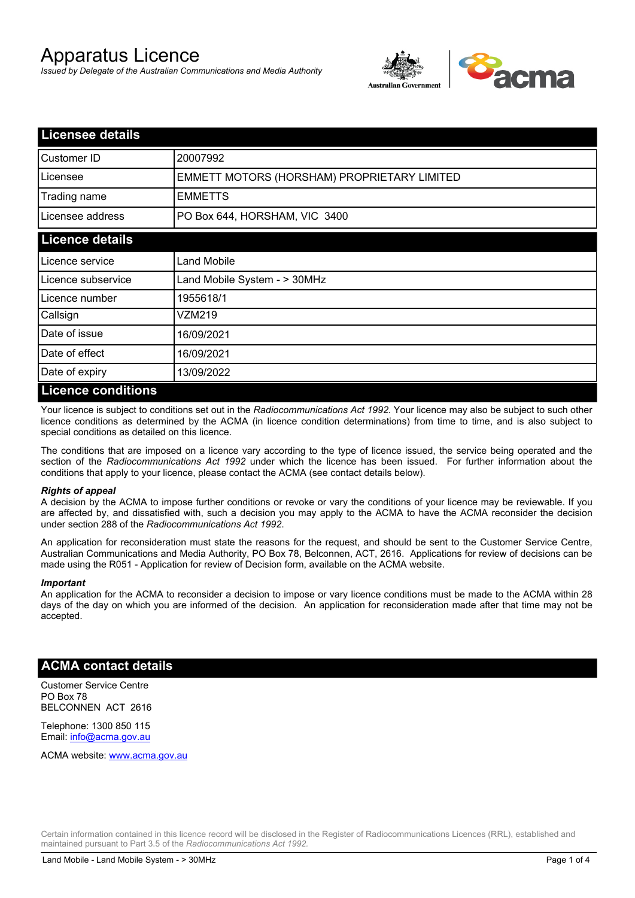# Apparatus Licence

*Issued by Delegate of the Australian Communications and Media Authority*

## Licensee details

| Customer ID | 20007992 |
|---|---|
| Licensee | EMMETT MOTORS (HORSHAM) PROPRIETARY LIMITED |
| Trading name | EMMETTS |
| Licensee address | PO Box 644, HORSHAM, VIC 3400 |

## Licence details

| Licence service | Land Mobile |
|---|---|
| Licence subservice | Land Mobile System - > 30MHz |
| Licence number | 1955618/1 |
| Callsign | VZM219 |
| Date of issue | 16/09/2021 |
| Date of effect | 16/09/2021 |
| Date of expiry | 13/09/2022 |

## Licence conditions

Your licence is subject to conditions set out in the *Radiocommunications Act 1992*. Your licence may also be subject to such other licence conditions as determined by the ACMA (in licence condition determinations) from time to time, and is also subject to special conditions as detailed on this licence.

The conditions that are imposed on a licence vary according to the type of licence issued, the service being operated and the section of the *Radiocommunications Act 1992* under which the licence has been issued. For further information about the conditions that apply to your licence, please contact the ACMA (see contact details below).

***Rights of appeal***

A decision by the ACMA to impose further conditions or revoke or vary the conditions of your licence may be reviewable. If you are affected by, and dissatisfied with, such a decision you may apply to the ACMA to have the ACMA reconsider the decision under section 288 of the *Radiocommunications Act 1992*.

An application for reconsideration must state the reasons for the request, and should be sent to the Customer Service Centre, Australian Communications and Media Authority, PO Box 78, Belconnen, ACT, 2616. Applications for review of decisions can be made using the R051 - Application for review of Decision form, available on the ACMA website.

***Important***

An application for the ACMA to reconsider a decision to impose or vary licence conditions must be made to the ACMA within 28 days of the day on which you are informed of the decision. An application for reconsideration made after that time may not be accepted.

## ACMA contact details

Customer Service Centre
PO Box 78
BELCONNEN ACT 2616

Telephone: 1300 850 115
Email: info@acma.gov.au

ACMA website: www.acma.gov.au

Certain information contained in this licence record will be disclosed in the Register of Radiocommunications Licences (RRL), established and maintained pursuant to Part 3.5 of the *Radiocommunications Act 1992.*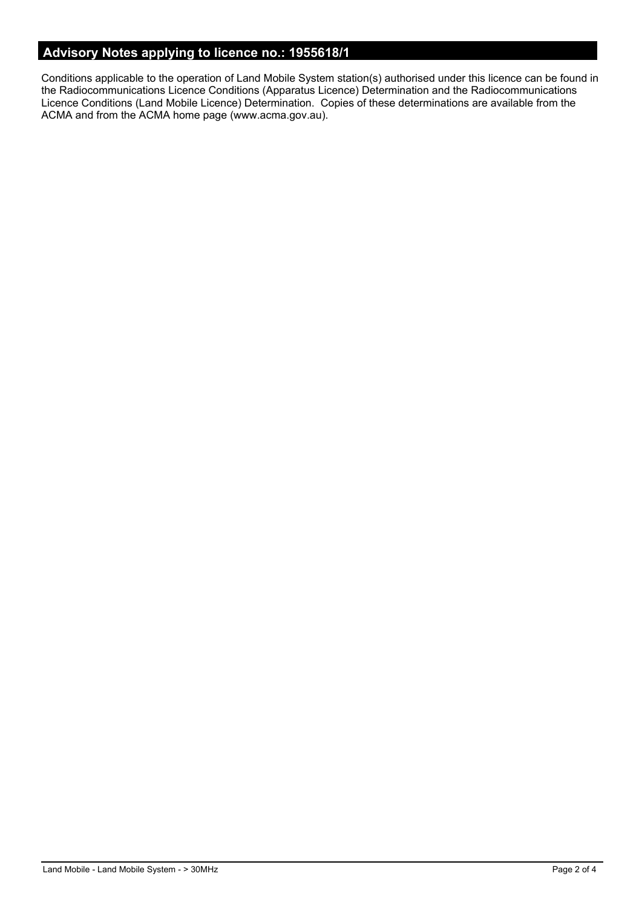## Advisory Notes applying to licence no.: 1955618/1

Conditions applicable to the operation of Land Mobile System station(s) authorised under this licence can be found in the Radiocommunications Licence Conditions (Apparatus Licence) Determination and the Radiocommunications Licence Conditions (Land Mobile Licence) Determination. Copies of these determinations are available from the ACMA and from the ACMA home page (www.acma.gov.au).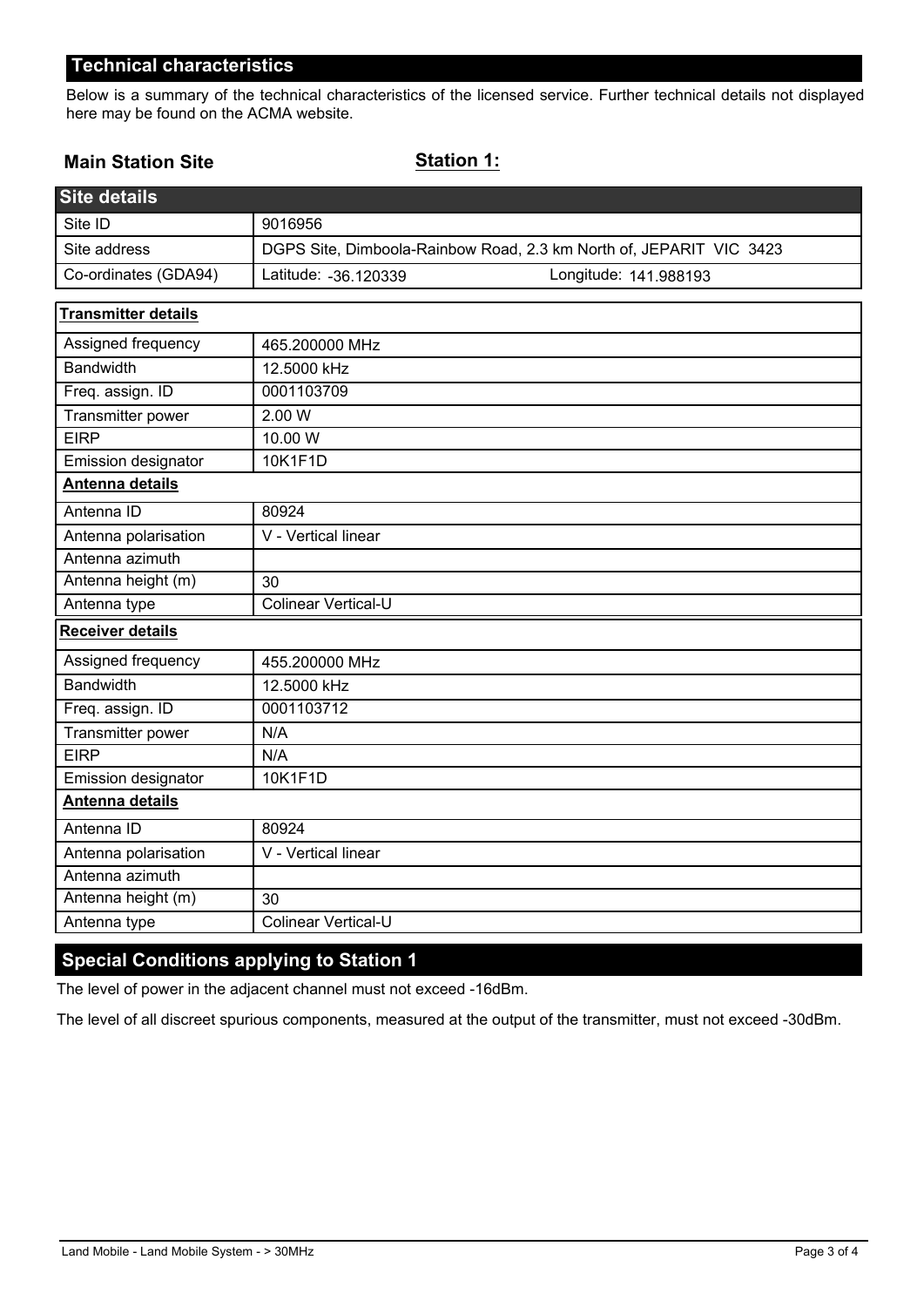## Technical characteristics

Below is a summary of the technical characteristics of the licensed service. Further technical details not displayed here may be found on the ACMA website.

**Main Station Site** **Station 1:**

| Site details | |
|---|---|
| Site ID | 9016956 |
| Site address | DGPS Site, Dimboola-Rainbow Road, 2.3 km North of, JEPARIT VIC 3423 |
| Co-ordinates (GDA94) | Latitude: -36.120339 Longitude: 141.988193 |

| **Transmitter details** | |
|---|---|
| Assigned frequency | 465.200000 MHz |
| Bandwidth | 12.5000 kHz |
| Freq. assign. ID | 0001103709 |
| Transmitter power | 2.00 W |
| EIRP | 10.00 W |
| Emission designator | 10K1F1D |
| **Antenna details** | |
| Antenna ID | 80924 |
| Antenna polarisation | V - Vertical linear |
| Antenna azimuth | |
| Antenna height (m) | 30 |
| Antenna type | Colinear Vertical-U |
| **Receiver details** | |
| Assigned frequency | 455.200000 MHz |
| Bandwidth | 12.5000 kHz |
| Freq. assign. ID | 0001103712 |
| Transmitter power | N/A |
| EIRP | N/A |
| Emission designator | 10K1F1D |
| **Antenna details** | |
| Antenna ID | 80924 |
| Antenna polarisation | V - Vertical linear |
| Antenna azimuth | |
| Antenna height (m) | 30 |
| Antenna type | Colinear Vertical-U |

## Special Conditions applying to Station 1

The level of power in the adjacent channel must not exceed -16dBm.

The level of all discreet spurious components, measured at the output of the transmitter, must not exceed -30dBm.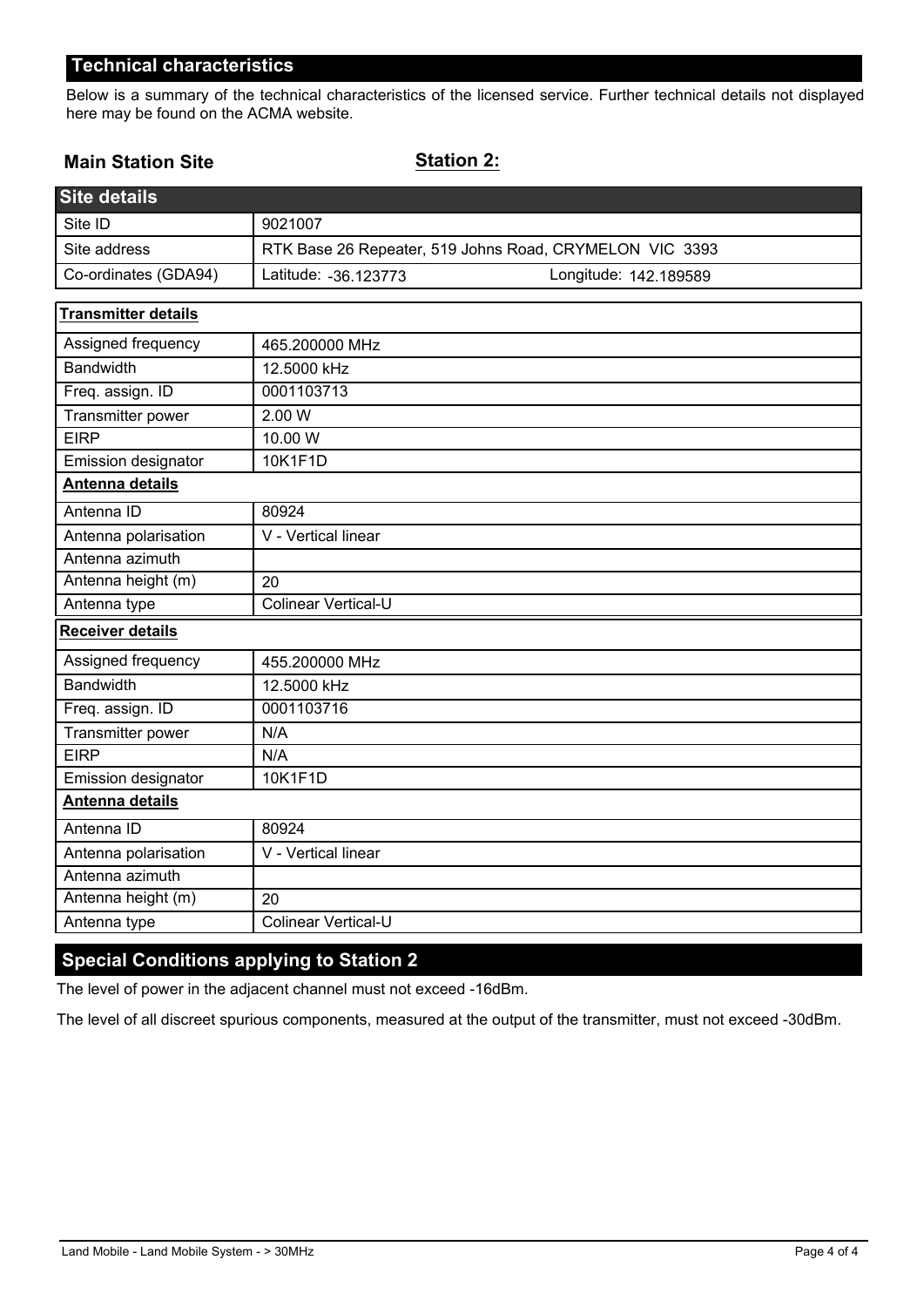## Technical characteristics

Below is a summary of the technical characteristics of the licensed service. Further technical details not displayed here may be found on the ACMA website.

**Main Station Site** **Station 2:**

| Site details | |
|---|---|
| Site ID | 9021007 |
| Site address | RTK Base 26 Repeater, 519 Johns Road, CRYMELON VIC 3393 |
| Co-ordinates (GDA94) | Latitude: -36.123773 Longitude: 142.189589 |

| Transmitter details | |
|---|---|
| Assigned frequency | 465.200000 MHz |
| Bandwidth | 12.5000 kHz |
| Freq. assign. ID | 0001103713 |
| Transmitter power | 2.00 W |
| EIRP | 10.00 W |
| Emission designator | 10K1F1D |
| **Antenna details** | |
| Antenna ID | 80924 |
| Antenna polarisation | V - Vertical linear |
| Antenna azimuth | |
| Antenna height (m) | 20 |
| Antenna type | Colinear Vertical-U |

| Receiver details | |
|---|---|
| Assigned frequency | 455.200000 MHz |
| Bandwidth | 12.5000 kHz |
| Freq. assign. ID | 0001103716 |
| Transmitter power | N/A |
| EIRP | N/A |
| Emission designator | 10K1F1D |
| **Antenna details** | |
| Antenna ID | 80924 |
| Antenna polarisation | V - Vertical linear |
| Antenna azimuth | |
| Antenna height (m) | 20 |
| Antenna type | Colinear Vertical-U |

## Special Conditions applying to Station 2

The level of power in the adjacent channel must not exceed -16dBm.

The level of all discreet spurious components, measured at the output of the transmitter, must not exceed -30dBm.